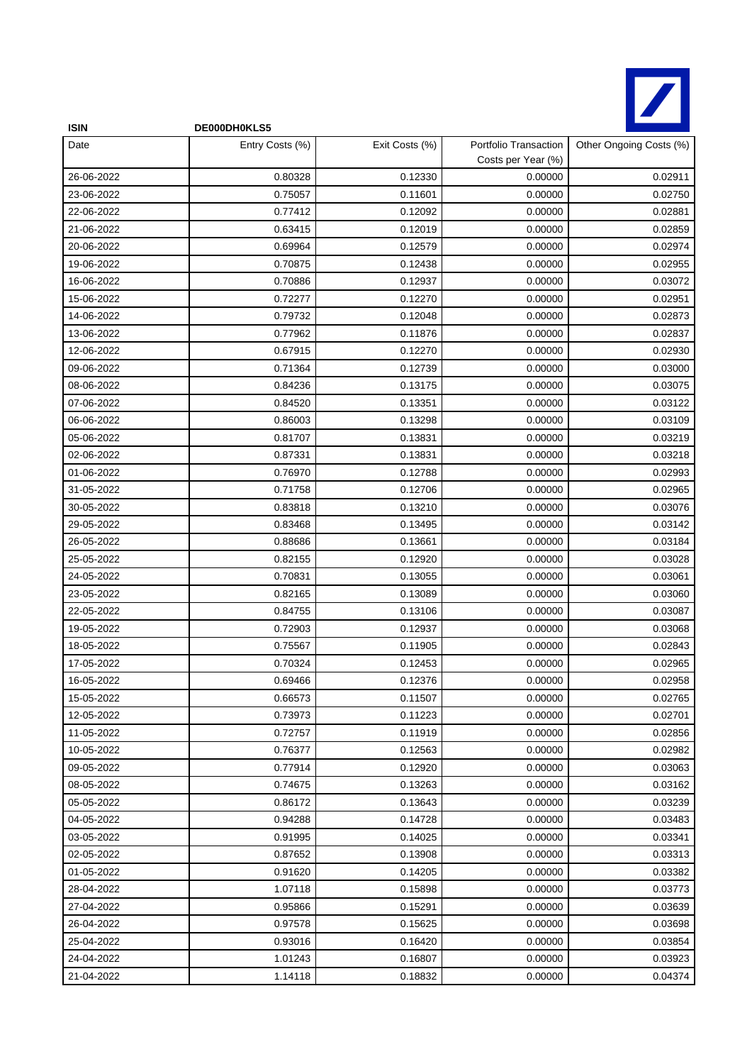**ISIN** DE000DH0KLS5

| Date | Entry Costs (%) | Exit Costs (%) | Portfolio Transaction Costs per Year (%) | Other Ongoing Costs (%) |
|---|---|---|---|---|
| 26-06-2022 | 0.80328 | 0.12330 | 0.00000 | 0.02911 |
| 23-06-2022 | 0.75057 | 0.11601 | 0.00000 | 0.02750 |
| 22-06-2022 | 0.77412 | 0.12092 | 0.00000 | 0.02881 |
| 21-06-2022 | 0.63415 | 0.12019 | 0.00000 | 0.02859 |
| 20-06-2022 | 0.69964 | 0.12579 | 0.00000 | 0.02974 |
| 19-06-2022 | 0.70875 | 0.12438 | 0.00000 | 0.02955 |
| 16-06-2022 | 0.70886 | 0.12937 | 0.00000 | 0.03072 |
| 15-06-2022 | 0.72277 | 0.12270 | 0.00000 | 0.02951 |
| 14-06-2022 | 0.79732 | 0.12048 | 0.00000 | 0.02873 |
| 13-06-2022 | 0.77962 | 0.11876 | 0.00000 | 0.02837 |
| 12-06-2022 | 0.67915 | 0.12270 | 0.00000 | 0.02930 |
| 09-06-2022 | 0.71364 | 0.12739 | 0.00000 | 0.03000 |
| 08-06-2022 | 0.84236 | 0.13175 | 0.00000 | 0.03075 |
| 07-06-2022 | 0.84520 | 0.13351 | 0.00000 | 0.03122 |
| 06-06-2022 | 0.86003 | 0.13298 | 0.00000 | 0.03109 |
| 05-06-2022 | 0.81707 | 0.13831 | 0.00000 | 0.03219 |
| 02-06-2022 | 0.87331 | 0.13831 | 0.00000 | 0.03218 |
| 01-06-2022 | 0.76970 | 0.12788 | 0.00000 | 0.02993 |
| 31-05-2022 | 0.71758 | 0.12706 | 0.00000 | 0.02965 |
| 30-05-2022 | 0.83818 | 0.13210 | 0.00000 | 0.03076 |
| 29-05-2022 | 0.83468 | 0.13495 | 0.00000 | 0.03142 |
| 26-05-2022 | 0.88686 | 0.13661 | 0.00000 | 0.03184 |
| 25-05-2022 | 0.82155 | 0.12920 | 0.00000 | 0.03028 |
| 24-05-2022 | 0.70831 | 0.13055 | 0.00000 | 0.03061 |
| 23-05-2022 | 0.82165 | 0.13089 | 0.00000 | 0.03060 |
| 22-05-2022 | 0.84755 | 0.13106 | 0.00000 | 0.03087 |
| 19-05-2022 | 0.72903 | 0.12937 | 0.00000 | 0.03068 |
| 18-05-2022 | 0.75567 | 0.11905 | 0.00000 | 0.02843 |
| 17-05-2022 | 0.70324 | 0.12453 | 0.00000 | 0.02965 |
| 16-05-2022 | 0.69466 | 0.12376 | 0.00000 | 0.02958 |
| 15-05-2022 | 0.66573 | 0.11507 | 0.00000 | 0.02765 |
| 12-05-2022 | 0.73973 | 0.11223 | 0.00000 | 0.02701 |
| 11-05-2022 | 0.72757 | 0.11919 | 0.00000 | 0.02856 |
| 10-05-2022 | 0.76377 | 0.12563 | 0.00000 | 0.02982 |
| 09-05-2022 | 0.77914 | 0.12920 | 0.00000 | 0.03063 |
| 08-05-2022 | 0.74675 | 0.13263 | 0.00000 | 0.03162 |
| 05-05-2022 | 0.86172 | 0.13643 | 0.00000 | 0.03239 |
| 04-05-2022 | 0.94288 | 0.14728 | 0.00000 | 0.03483 |
| 03-05-2022 | 0.91995 | 0.14025 | 0.00000 | 0.03341 |
| 02-05-2022 | 0.87652 | 0.13908 | 0.00000 | 0.03313 |
| 01-05-2022 | 0.91620 | 0.14205 | 0.00000 | 0.03382 |
| 28-04-2022 | 1.07118 | 0.15898 | 0.00000 | 0.03773 |
| 27-04-2022 | 0.95866 | 0.15291 | 0.00000 | 0.03639 |
| 26-04-2022 | 0.97578 | 0.15625 | 0.00000 | 0.03698 |
| 25-04-2022 | 0.93016 | 0.16420 | 0.00000 | 0.03854 |
| 24-04-2022 | 1.01243 | 0.16807 | 0.00000 | 0.03923 |
| 21-04-2022 | 1.14118 | 0.18832 | 0.00000 | 0.04374 |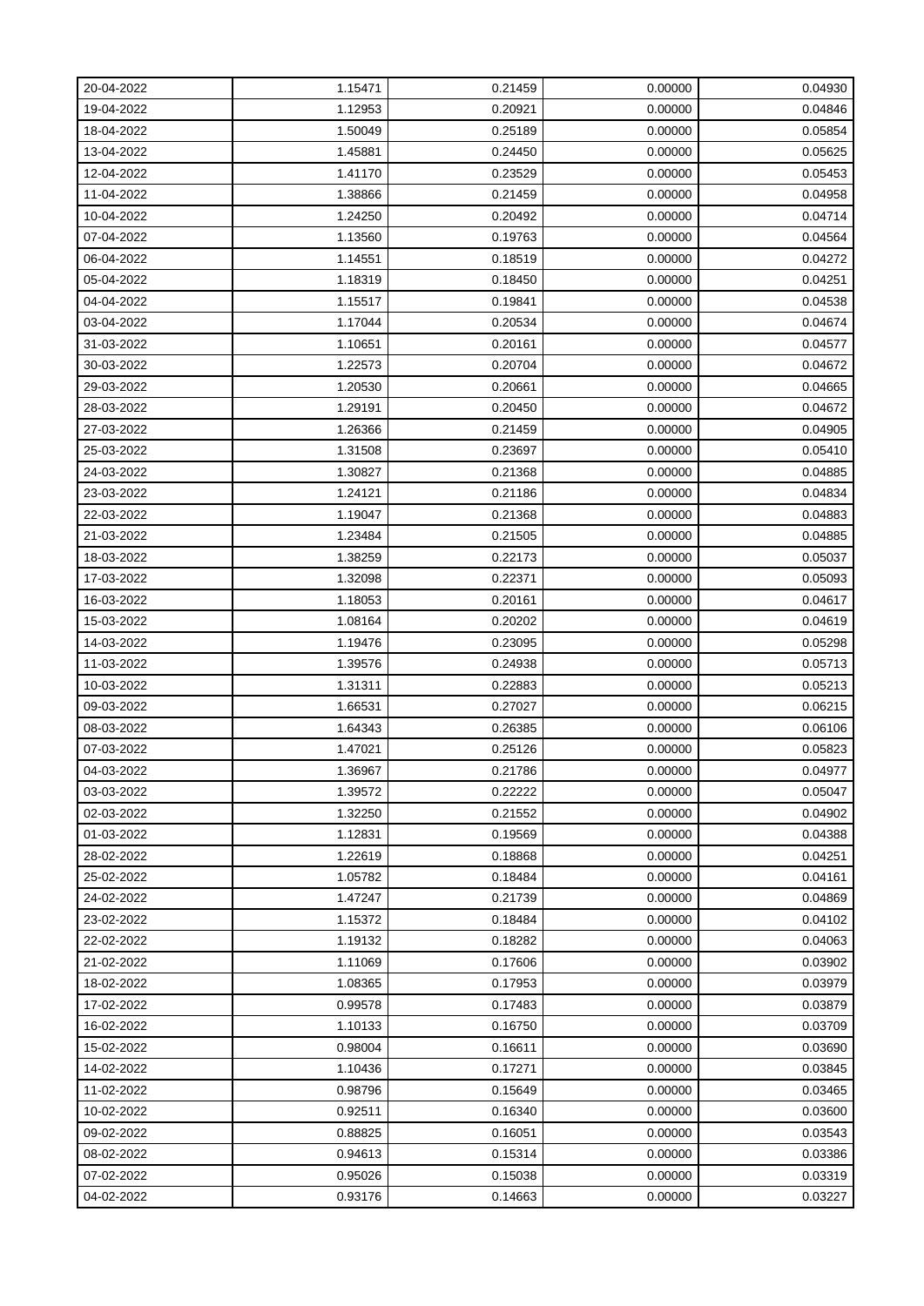| 20-04-2022 | 1.15471 | 0.21459 | 0.00000 | 0.04930 |
|---|---|---|---|---|
| 19-04-2022 | 1.12953 | 0.20921 | 0.00000 | 0.04846 |
| 18-04-2022 | 1.50049 | 0.25189 | 0.00000 | 0.05854 |
| 13-04-2022 | 1.45881 | 0.24450 | 0.00000 | 0.05625 |
| 12-04-2022 | 1.41170 | 0.23529 | 0.00000 | 0.05453 |
| 11-04-2022 | 1.38866 | 0.21459 | 0.00000 | 0.04958 |
| 10-04-2022 | 1.24250 | 0.20492 | 0.00000 | 0.04714 |
| 07-04-2022 | 1.13560 | 0.19763 | 0.00000 | 0.04564 |
| 06-04-2022 | 1.14551 | 0.18519 | 0.00000 | 0.04272 |
| 05-04-2022 | 1.18319 | 0.18450 | 0.00000 | 0.04251 |
| 04-04-2022 | 1.15517 | 0.19841 | 0.00000 | 0.04538 |
| 03-04-2022 | 1.17044 | 0.20534 | 0.00000 | 0.04674 |
| 31-03-2022 | 1.10651 | 0.20161 | 0.00000 | 0.04577 |
| 30-03-2022 | 1.22573 | 0.20704 | 0.00000 | 0.04672 |
| 29-03-2022 | 1.20530 | 0.20661 | 0.00000 | 0.04665 |
| 28-03-2022 | 1.29191 | 0.20450 | 0.00000 | 0.04672 |
| 27-03-2022 | 1.26366 | 0.21459 | 0.00000 | 0.04905 |
| 25-03-2022 | 1.31508 | 0.23697 | 0.00000 | 0.05410 |
| 24-03-2022 | 1.30827 | 0.21368 | 0.00000 | 0.04885 |
| 23-03-2022 | 1.24121 | 0.21186 | 0.00000 | 0.04834 |
| 22-03-2022 | 1.19047 | 0.21368 | 0.00000 | 0.04883 |
| 21-03-2022 | 1.23484 | 0.21505 | 0.00000 | 0.04885 |
| 18-03-2022 | 1.38259 | 0.22173 | 0.00000 | 0.05037 |
| 17-03-2022 | 1.32098 | 0.22371 | 0.00000 | 0.05093 |
| 16-03-2022 | 1.18053 | 0.20161 | 0.00000 | 0.04617 |
| 15-03-2022 | 1.08164 | 0.20202 | 0.00000 | 0.04619 |
| 14-03-2022 | 1.19476 | 0.23095 | 0.00000 | 0.05298 |
| 11-03-2022 | 1.39576 | 0.24938 | 0.00000 | 0.05713 |
| 10-03-2022 | 1.31311 | 0.22883 | 0.00000 | 0.05213 |
| 09-03-2022 | 1.66531 | 0.27027 | 0.00000 | 0.06215 |
| 08-03-2022 | 1.64343 | 0.26385 | 0.00000 | 0.06106 |
| 07-03-2022 | 1.47021 | 0.25126 | 0.00000 | 0.05823 |
| 04-03-2022 | 1.36967 | 0.21786 | 0.00000 | 0.04977 |
| 03-03-2022 | 1.39572 | 0.22222 | 0.00000 | 0.05047 |
| 02-03-2022 | 1.32250 | 0.21552 | 0.00000 | 0.04902 |
| 01-03-2022 | 1.12831 | 0.19569 | 0.00000 | 0.04388 |
| 28-02-2022 | 1.22619 | 0.18868 | 0.00000 | 0.04251 |
| 25-02-2022 | 1.05782 | 0.18484 | 0.00000 | 0.04161 |
| 24-02-2022 | 1.47247 | 0.21739 | 0.00000 | 0.04869 |
| 23-02-2022 | 1.15372 | 0.18484 | 0.00000 | 0.04102 |
| 22-02-2022 | 1.19132 | 0.18282 | 0.00000 | 0.04063 |
| 21-02-2022 | 1.11069 | 0.17606 | 0.00000 | 0.03902 |
| 18-02-2022 | 1.08365 | 0.17953 | 0.00000 | 0.03979 |
| 17-02-2022 | 0.99578 | 0.17483 | 0.00000 | 0.03879 |
| 16-02-2022 | 1.10133 | 0.16750 | 0.00000 | 0.03709 |
| 15-02-2022 | 0.98004 | 0.16611 | 0.00000 | 0.03690 |
| 14-02-2022 | 1.10436 | 0.17271 | 0.00000 | 0.03845 |
| 11-02-2022 | 0.98796 | 0.15649 | 0.00000 | 0.03465 |
| 10-02-2022 | 0.92511 | 0.16340 | 0.00000 | 0.03600 |
| 09-02-2022 | 0.88825 | 0.16051 | 0.00000 | 0.03543 |
| 08-02-2022 | 0.94613 | 0.15314 | 0.00000 | 0.03386 |
| 07-02-2022 | 0.95026 | 0.15038 | 0.00000 | 0.03319 |
| 04-02-2022 | 0.93176 | 0.14663 | 0.00000 | 0.03227 |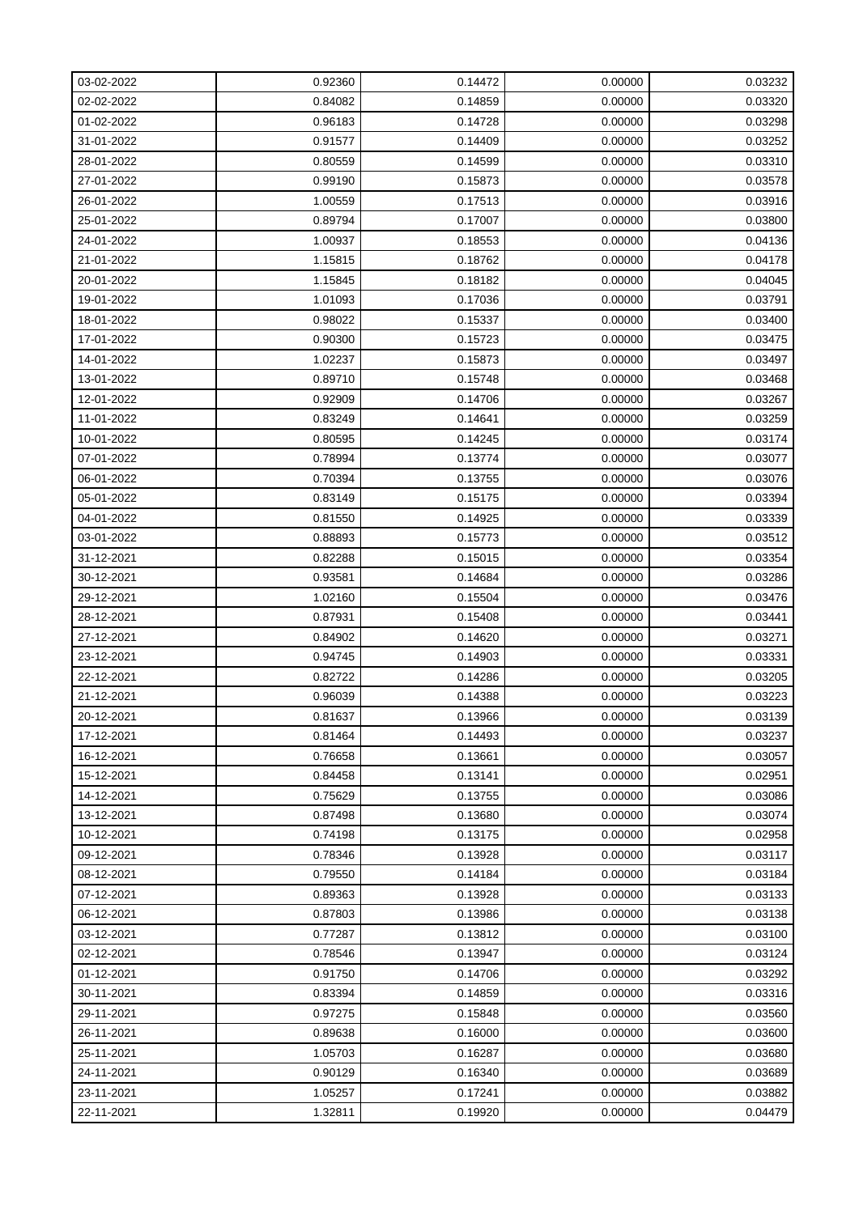| | | | | |
|---|---|---|---|---|
| 03-02-2022 | 0.92360 | 0.14472 | 0.00000 | 0.03232 |
| 02-02-2022 | 0.84082 | 0.14859 | 0.00000 | 0.03320 |
| 01-02-2022 | 0.96183 | 0.14728 | 0.00000 | 0.03298 |
| 31-01-2022 | 0.91577 | 0.14409 | 0.00000 | 0.03252 |
| 28-01-2022 | 0.80559 | 0.14599 | 0.00000 | 0.03310 |
| 27-01-2022 | 0.99190 | 0.15873 | 0.00000 | 0.03578 |
| 26-01-2022 | 1.00559 | 0.17513 | 0.00000 | 0.03916 |
| 25-01-2022 | 0.89794 | 0.17007 | 0.00000 | 0.03800 |
| 24-01-2022 | 1.00937 | 0.18553 | 0.00000 | 0.04136 |
| 21-01-2022 | 1.15815 | 0.18762 | 0.00000 | 0.04178 |
| 20-01-2022 | 1.15845 | 0.18182 | 0.00000 | 0.04045 |
| 19-01-2022 | 1.01093 | 0.17036 | 0.00000 | 0.03791 |
| 18-01-2022 | 0.98022 | 0.15337 | 0.00000 | 0.03400 |
| 17-01-2022 | 0.90300 | 0.15723 | 0.00000 | 0.03475 |
| 14-01-2022 | 1.02237 | 0.15873 | 0.00000 | 0.03497 |
| 13-01-2022 | 0.89710 | 0.15748 | 0.00000 | 0.03468 |
| 12-01-2022 | 0.92909 | 0.14706 | 0.00000 | 0.03267 |
| 11-01-2022 | 0.83249 | 0.14641 | 0.00000 | 0.03259 |
| 10-01-2022 | 0.80595 | 0.14245 | 0.00000 | 0.03174 |
| 07-01-2022 | 0.78994 | 0.13774 | 0.00000 | 0.03077 |
| 06-01-2022 | 0.70394 | 0.13755 | 0.00000 | 0.03076 |
| 05-01-2022 | 0.83149 | 0.15175 | 0.00000 | 0.03394 |
| 04-01-2022 | 0.81550 | 0.14925 | 0.00000 | 0.03339 |
| 03-01-2022 | 0.88893 | 0.15773 | 0.00000 | 0.03512 |
| 31-12-2021 | 0.82288 | 0.15015 | 0.00000 | 0.03354 |
| 30-12-2021 | 0.93581 | 0.14684 | 0.00000 | 0.03286 |
| 29-12-2021 | 1.02160 | 0.15504 | 0.00000 | 0.03476 |
| 28-12-2021 | 0.87931 | 0.15408 | 0.00000 | 0.03441 |
| 27-12-2021 | 0.84902 | 0.14620 | 0.00000 | 0.03271 |
| 23-12-2021 | 0.94745 | 0.14903 | 0.00000 | 0.03331 |
| 22-12-2021 | 0.82722 | 0.14286 | 0.00000 | 0.03205 |
| 21-12-2021 | 0.96039 | 0.14388 | 0.00000 | 0.03223 |
| 20-12-2021 | 0.81637 | 0.13966 | 0.00000 | 0.03139 |
| 17-12-2021 | 0.81464 | 0.14493 | 0.00000 | 0.03237 |
| 16-12-2021 | 0.76658 | 0.13661 | 0.00000 | 0.03057 |
| 15-12-2021 | 0.84458 | 0.13141 | 0.00000 | 0.02951 |
| 14-12-2021 | 0.75629 | 0.13755 | 0.00000 | 0.03086 |
| 13-12-2021 | 0.87498 | 0.13680 | 0.00000 | 0.03074 |
| 10-12-2021 | 0.74198 | 0.13175 | 0.00000 | 0.02958 |
| 09-12-2021 | 0.78346 | 0.13928 | 0.00000 | 0.03117 |
| 08-12-2021 | 0.79550 | 0.14184 | 0.00000 | 0.03184 |
| 07-12-2021 | 0.89363 | 0.13928 | 0.00000 | 0.03133 |
| 06-12-2021 | 0.87803 | 0.13986 | 0.00000 | 0.03138 |
| 03-12-2021 | 0.77287 | 0.13812 | 0.00000 | 0.03100 |
| 02-12-2021 | 0.78546 | 0.13947 | 0.00000 | 0.03124 |
| 01-12-2021 | 0.91750 | 0.14706 | 0.00000 | 0.03292 |
| 30-11-2021 | 0.83394 | 0.14859 | 0.00000 | 0.03316 |
| 29-11-2021 | 0.97275 | 0.15848 | 0.00000 | 0.03560 |
| 26-11-2021 | 0.89638 | 0.16000 | 0.00000 | 0.03600 |
| 25-11-2021 | 1.05703 | 0.16287 | 0.00000 | 0.03680 |
| 24-11-2021 | 0.90129 | 0.16340 | 0.00000 | 0.03689 |
| 23-11-2021 | 1.05257 | 0.17241 | 0.00000 | 0.03882 |
| 22-11-2021 | 1.32811 | 0.19920 | 0.00000 | 0.04479 |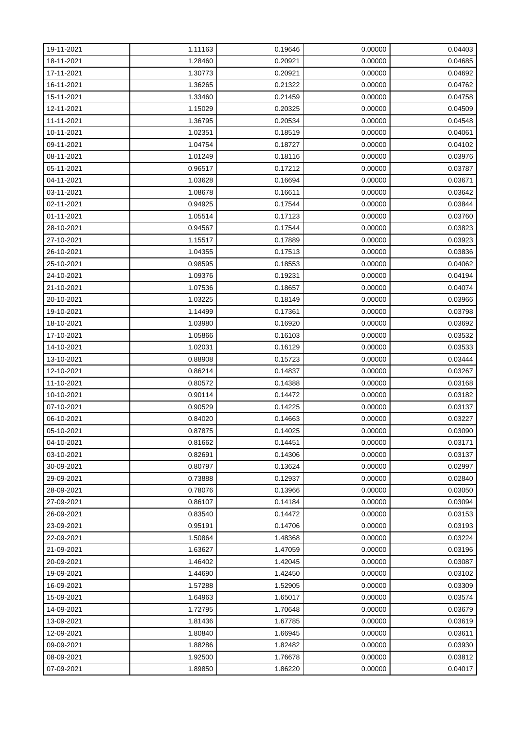| | | | | |
|---|---|---|---|---|
| 19-11-2021 | 1.11163 | 0.19646 | 0.00000 | 0.04403 |
| 18-11-2021 | 1.28460 | 0.20921 | 0.00000 | 0.04685 |
| 17-11-2021 | 1.30773 | 0.20921 | 0.00000 | 0.04692 |
| 16-11-2021 | 1.36265 | 0.21322 | 0.00000 | 0.04762 |
| 15-11-2021 | 1.33460 | 0.21459 | 0.00000 | 0.04758 |
| 12-11-2021 | 1.15029 | 0.20325 | 0.00000 | 0.04509 |
| 11-11-2021 | 1.36795 | 0.20534 | 0.00000 | 0.04548 |
| 10-11-2021 | 1.02351 | 0.18519 | 0.00000 | 0.04061 |
| 09-11-2021 | 1.04754 | 0.18727 | 0.00000 | 0.04102 |
| 08-11-2021 | 1.01249 | 0.18116 | 0.00000 | 0.03976 |
| 05-11-2021 | 0.96517 | 0.17212 | 0.00000 | 0.03787 |
| 04-11-2021 | 1.03628 | 0.16694 | 0.00000 | 0.03671 |
| 03-11-2021 | 1.08678 | 0.16611 | 0.00000 | 0.03642 |
| 02-11-2021 | 0.94925 | 0.17544 | 0.00000 | 0.03844 |
| 01-11-2021 | 1.05514 | 0.17123 | 0.00000 | 0.03760 |
| 28-10-2021 | 0.94567 | 0.17544 | 0.00000 | 0.03823 |
| 27-10-2021 | 1.15517 | 0.17889 | 0.00000 | 0.03923 |
| 26-10-2021 | 1.04355 | 0.17513 | 0.00000 | 0.03836 |
| 25-10-2021 | 0.98595 | 0.18553 | 0.00000 | 0.04062 |
| 24-10-2021 | 1.09376 | 0.19231 | 0.00000 | 0.04194 |
| 21-10-2021 | 1.07536 | 0.18657 | 0.00000 | 0.04074 |
| 20-10-2021 | 1.03225 | 0.18149 | 0.00000 | 0.03966 |
| 19-10-2021 | 1.14499 | 0.17361 | 0.00000 | 0.03798 |
| 18-10-2021 | 1.03980 | 0.16920 | 0.00000 | 0.03692 |
| 17-10-2021 | 1.05866 | 0.16103 | 0.00000 | 0.03532 |
| 14-10-2021 | 1.02031 | 0.16129 | 0.00000 | 0.03533 |
| 13-10-2021 | 0.88908 | 0.15723 | 0.00000 | 0.03444 |
| 12-10-2021 | 0.86214 | 0.14837 | 0.00000 | 0.03267 |
| 11-10-2021 | 0.80572 | 0.14388 | 0.00000 | 0.03168 |
| 10-10-2021 | 0.90114 | 0.14472 | 0.00000 | 0.03182 |
| 07-10-2021 | 0.90529 | 0.14225 | 0.00000 | 0.03137 |
| 06-10-2021 | 0.84020 | 0.14663 | 0.00000 | 0.03227 |
| 05-10-2021 | 0.87875 | 0.14025 | 0.00000 | 0.03090 |
| 04-10-2021 | 0.81662 | 0.14451 | 0.00000 | 0.03171 |
| 03-10-2021 | 0.82691 | 0.14306 | 0.00000 | 0.03137 |
| 30-09-2021 | 0.80797 | 0.13624 | 0.00000 | 0.02997 |
| 29-09-2021 | 0.73888 | 0.12937 | 0.00000 | 0.02840 |
| 28-09-2021 | 0.78076 | 0.13966 | 0.00000 | 0.03050 |
| 27-09-2021 | 0.86107 | 0.14184 | 0.00000 | 0.03094 |
| 26-09-2021 | 0.83540 | 0.14472 | 0.00000 | 0.03153 |
| 23-09-2021 | 0.95191 | 0.14706 | 0.00000 | 0.03193 |
| 22-09-2021 | 1.50864 | 1.48368 | 0.00000 | 0.03224 |
| 21-09-2021 | 1.63627 | 1.47059 | 0.00000 | 0.03196 |
| 20-09-2021 | 1.46402 | 1.42045 | 0.00000 | 0.03087 |
| 19-09-2021 | 1.44690 | 1.42450 | 0.00000 | 0.03102 |
| 16-09-2021 | 1.57288 | 1.52905 | 0.00000 | 0.03309 |
| 15-09-2021 | 1.64963 | 1.65017 | 0.00000 | 0.03574 |
| 14-09-2021 | 1.72795 | 1.70648 | 0.00000 | 0.03679 |
| 13-09-2021 | 1.81436 | 1.67785 | 0.00000 | 0.03619 |
| 12-09-2021 | 1.80840 | 1.66945 | 0.00000 | 0.03611 |
| 09-09-2021 | 1.88286 | 1.82482 | 0.00000 | 0.03930 |
| 08-09-2021 | 1.92500 | 1.76678 | 0.00000 | 0.03812 |
| 07-09-2021 | 1.89850 | 1.86220 | 0.00000 | 0.04017 |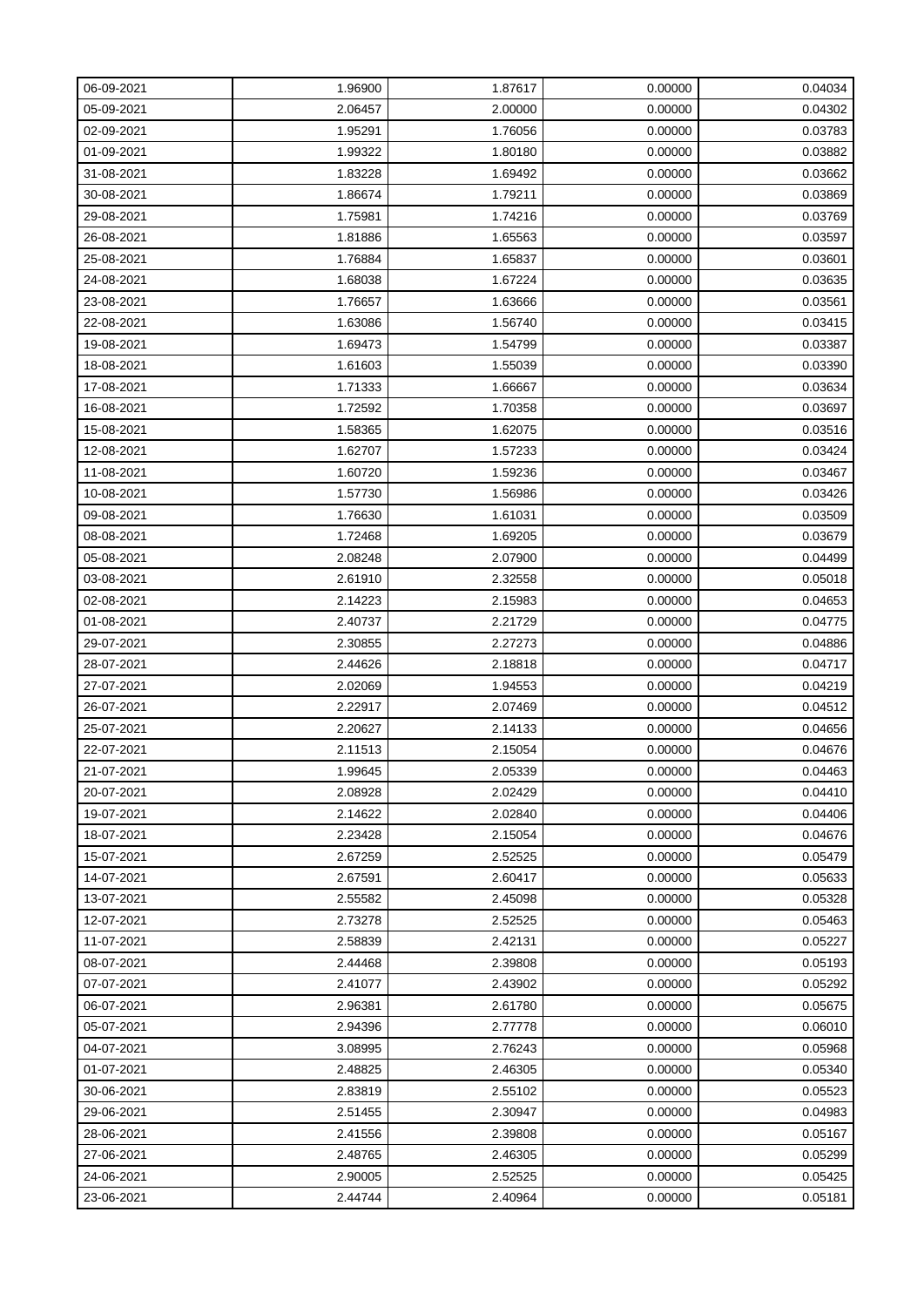| | | | | |
|---|---|---|---|---|
| 06-09-2021 | 1.96900 | 1.87617 | 0.00000 | 0.04034 |
| 05-09-2021 | 2.06457 | 2.00000 | 0.00000 | 0.04302 |
| 02-09-2021 | 1.95291 | 1.76056 | 0.00000 | 0.03783 |
| 01-09-2021 | 1.99322 | 1.80180 | 0.00000 | 0.03882 |
| 31-08-2021 | 1.83228 | 1.69492 | 0.00000 | 0.03662 |
| 30-08-2021 | 1.86674 | 1.79211 | 0.00000 | 0.03869 |
| 29-08-2021 | 1.75981 | 1.74216 | 0.00000 | 0.03769 |
| 26-08-2021 | 1.81886 | 1.65563 | 0.00000 | 0.03597 |
| 25-08-2021 | 1.76884 | 1.65837 | 0.00000 | 0.03601 |
| 24-08-2021 | 1.68038 | 1.67224 | 0.00000 | 0.03635 |
| 23-08-2021 | 1.76657 | 1.63666 | 0.00000 | 0.03561 |
| 22-08-2021 | 1.63086 | 1.56740 | 0.00000 | 0.03415 |
| 19-08-2021 | 1.69473 | 1.54799 | 0.00000 | 0.03387 |
| 18-08-2021 | 1.61603 | 1.55039 | 0.00000 | 0.03390 |
| 17-08-2021 | 1.71333 | 1.66667 | 0.00000 | 0.03634 |
| 16-08-2021 | 1.72592 | 1.70358 | 0.00000 | 0.03697 |
| 15-08-2021 | 1.58365 | 1.62075 | 0.00000 | 0.03516 |
| 12-08-2021 | 1.62707 | 1.57233 | 0.00000 | 0.03424 |
| 11-08-2021 | 1.60720 | 1.59236 | 0.00000 | 0.03467 |
| 10-08-2021 | 1.57730 | 1.56986 | 0.00000 | 0.03426 |
| 09-08-2021 | 1.76630 | 1.61031 | 0.00000 | 0.03509 |
| 08-08-2021 | 1.72468 | 1.69205 | 0.00000 | 0.03679 |
| 05-08-2021 | 2.08248 | 2.07900 | 0.00000 | 0.04499 |
| 03-08-2021 | 2.61910 | 2.32558 | 0.00000 | 0.05018 |
| 02-08-2021 | 2.14223 | 2.15983 | 0.00000 | 0.04653 |
| 01-08-2021 | 2.40737 | 2.21729 | 0.00000 | 0.04775 |
| 29-07-2021 | 2.30855 | 2.27273 | 0.00000 | 0.04886 |
| 28-07-2021 | 2.44626 | 2.18818 | 0.00000 | 0.04717 |
| 27-07-2021 | 2.02069 | 1.94553 | 0.00000 | 0.04219 |
| 26-07-2021 | 2.22917 | 2.07469 | 0.00000 | 0.04512 |
| 25-07-2021 | 2.20627 | 2.14133 | 0.00000 | 0.04656 |
| 22-07-2021 | 2.11513 | 2.15054 | 0.00000 | 0.04676 |
| 21-07-2021 | 1.99645 | 2.05339 | 0.00000 | 0.04463 |
| 20-07-2021 | 2.08928 | 2.02429 | 0.00000 | 0.04410 |
| 19-07-2021 | 2.14622 | 2.02840 | 0.00000 | 0.04406 |
| 18-07-2021 | 2.23428 | 2.15054 | 0.00000 | 0.04676 |
| 15-07-2021 | 2.67259 | 2.52525 | 0.00000 | 0.05479 |
| 14-07-2021 | 2.67591 | 2.60417 | 0.00000 | 0.05633 |
| 13-07-2021 | 2.55582 | 2.45098 | 0.00000 | 0.05328 |
| 12-07-2021 | 2.73278 | 2.52525 | 0.00000 | 0.05463 |
| 11-07-2021 | 2.58839 | 2.42131 | 0.00000 | 0.05227 |
| 08-07-2021 | 2.44468 | 2.39808 | 0.00000 | 0.05193 |
| 07-07-2021 | 2.41077 | 2.43902 | 0.00000 | 0.05292 |
| 06-07-2021 | 2.96381 | 2.61780 | 0.00000 | 0.05675 |
| 05-07-2021 | 2.94396 | 2.77778 | 0.00000 | 0.06010 |
| 04-07-2021 | 3.08995 | 2.76243 | 0.00000 | 0.05968 |
| 01-07-2021 | 2.48825 | 2.46305 | 0.00000 | 0.05340 |
| 30-06-2021 | 2.83819 | 2.55102 | 0.00000 | 0.05523 |
| 29-06-2021 | 2.51455 | 2.30947 | 0.00000 | 0.04983 |
| 28-06-2021 | 2.41556 | 2.39808 | 0.00000 | 0.05167 |
| 27-06-2021 | 2.48765 | 2.46305 | 0.00000 | 0.05299 |
| 24-06-2021 | 2.90005 | 2.52525 | 0.00000 | 0.05425 |
| 23-06-2021 | 2.44744 | 2.40964 | 0.00000 | 0.05181 |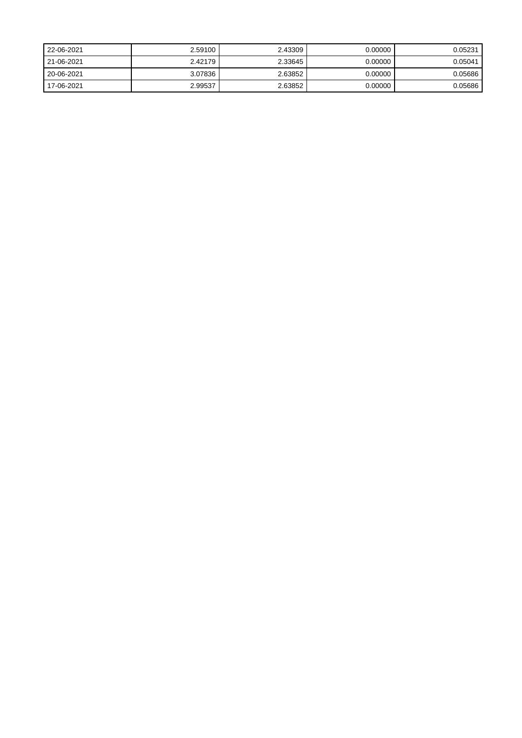| | | | | |
|---|---|---|---|---|
| 22-06-2021 | 2.59100 | 2.43309 | 0.00000 | 0.05231 |
| 21-06-2021 | 2.42179 | 2.33645 | 0.00000 | 0.05041 |
| 20-06-2021 | 3.07836 | 2.63852 | 0.00000 | 0.05686 |
| 17-06-2021 | 2.99537 | 2.63852 | 0.00000 | 0.05686 |